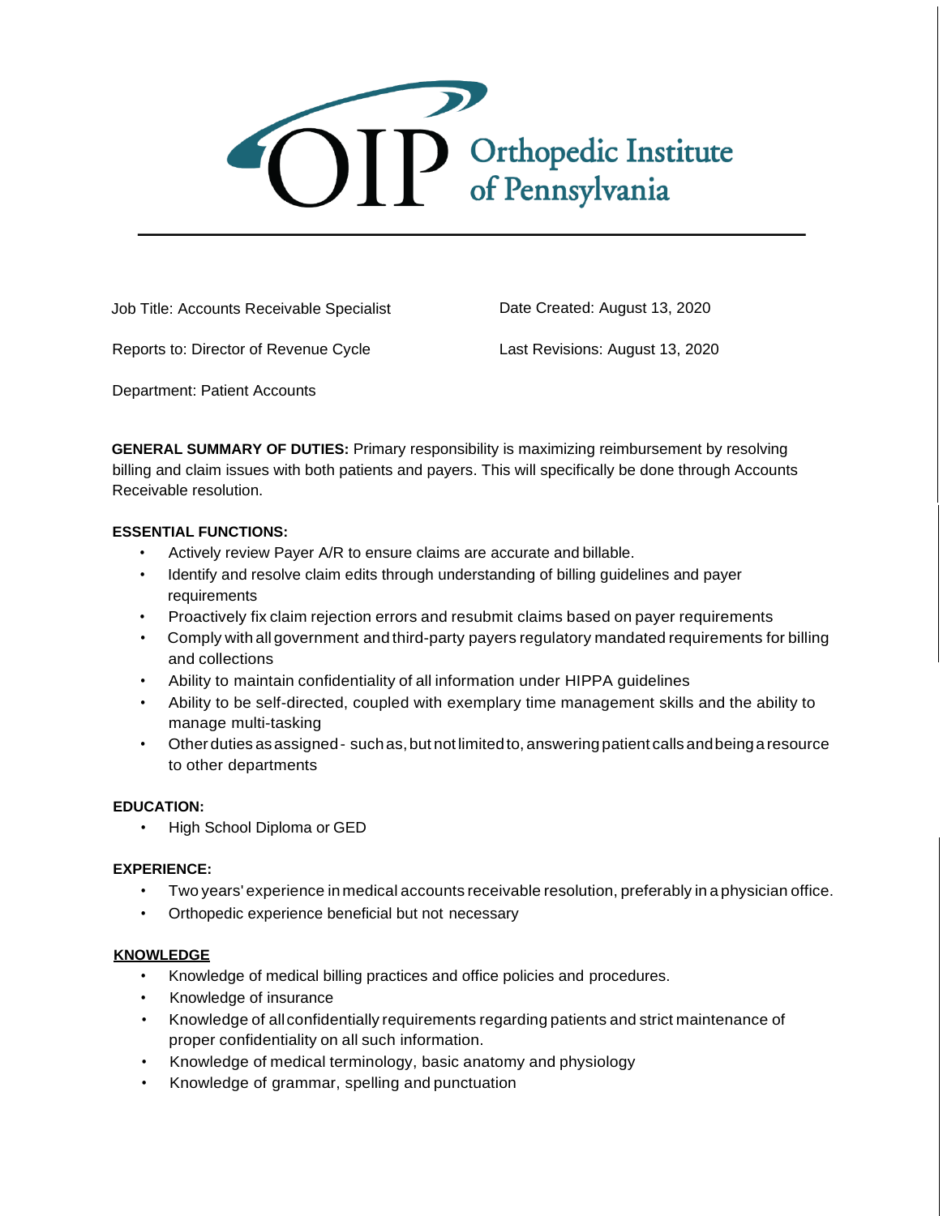# OIP Orthopedic Institute of Pennsylvania

Job Title: Accounts Receivable Specialist

Date Created: August 13, 2020

Reports to: Director of Revenue Cycle

Last Revisions: August 13, 2020

Department: Patient Accounts

**GENERAL SUMMARY OF DUTIES:** Primary responsibility is maximizing reimbursement by resolving billing and claim issues with both patients and payers. This will specifically be done through Accounts Receivable resolution.

**ESSENTIAL FUNCTIONS:**

- Actively review Payer A/R to ensure claims are accurate and billable.
- Identify and resolve claim edits through understanding of billing guidelines and payer requirements
- Proactively fix claim rejection errors and resubmit claims based on payer requirements
- Comply with all government and third-party payers regulatory mandated requirements for billing and collections
- Ability to maintain confidentiality of all information under HIPPA guidelines
- Ability to be self-directed, coupled with exemplary time management skills and the ability to manage multi-tasking
- Other duties as assigned - such as, but not limited to, answering patient calls and being a resource to other departments

**EDUCATION:**

- High School Diploma or GED

**EXPERIENCE:**

- Two years' experience in medical accounts receivable resolution, preferably in a physician office.
- Orthopedic experience beneficial but not necessary

**KNOWLEDGE**

- Knowledge of medical billing practices and office policies and procedures.
- Knowledge of insurance
- Knowledge of all confidentially requirements regarding patients and strict maintenance of proper confidentiality on all such information.
- Knowledge of medical terminology, basic anatomy and physiology
- Knowledge of grammar, spelling and punctuation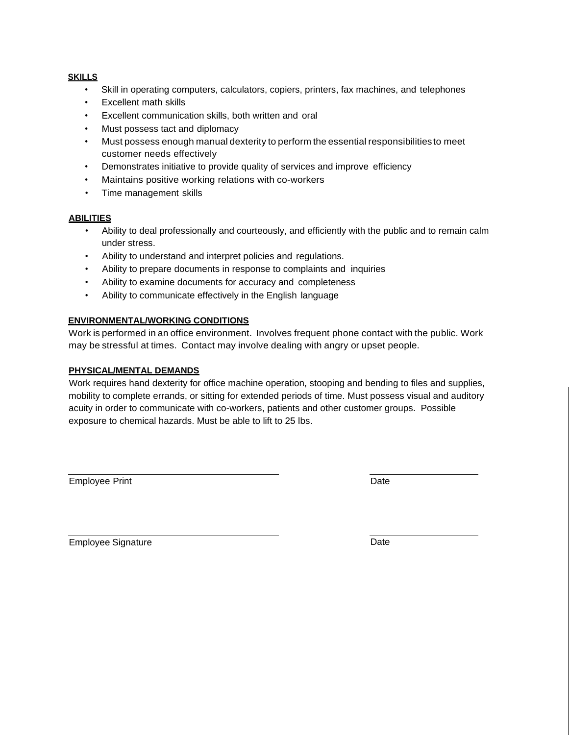**SKILLS**

- Skill in operating computers, calculators, copiers, printers, fax machines, and telephones
- Excellent math skills
- Excellent communication skills, both written and oral
- Must possess tact and diplomacy
- Must possess enough manual dexterity to perform the essential responsibilities to meet customer needs effectively
- Demonstrates initiative to provide quality of services and improve efficiency
- Maintains positive working relations with co-workers
- Time management skills

**ABILITIES**

- Ability to deal professionally and courteously, and efficiently with the public and to remain calm under stress.
- Ability to understand and interpret policies and regulations.
- Ability to prepare documents in response to complaints and inquiries
- Ability to examine documents for accuracy and completeness
- Ability to communicate effectively in the English language

**ENVIRONMENTAL/WORKING CONDITIONS**

Work is performed in an office environment. Involves frequent phone contact with the public. Work may be stressful at times. Contact may involve dealing with angry or upset people.

**PHYSICAL/MENTAL DEMANDS**

Work requires hand dexterity for office machine operation, stooping and bending to files and supplies, mobility to complete errands, or sitting for extended periods of time. Must possess visual and auditory acuity in order to communicate with co-workers, patients and other customer groups. Possible exposure to chemical hazards. Must be able to lift to 25 lbs.

______________________________ ______________

Employee Print Date

______________________________ ______________

Employee Signature Date